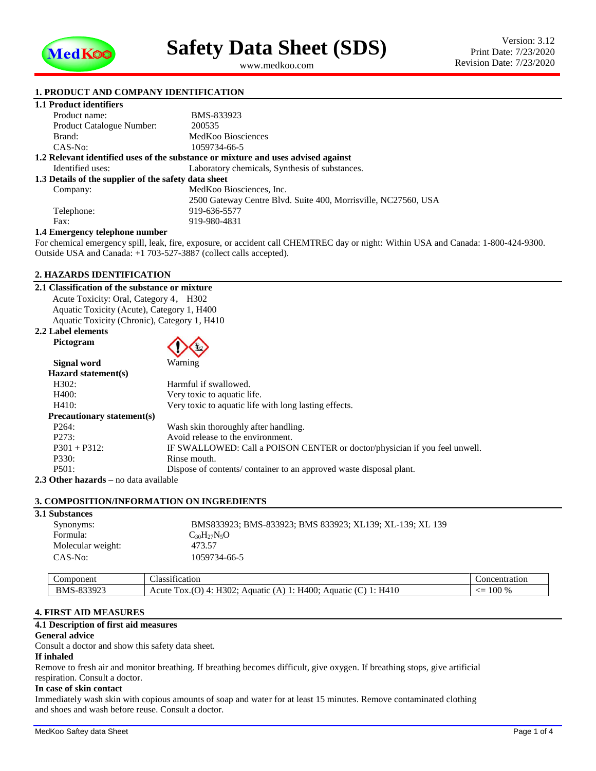# Safety Data Sheet (SDS)

www.medkoo.com

Version: 3.12
Print Date: 7/23/2020
Revision Date: 7/23/2020

## 1. PRODUCT AND COMPANY IDENTIFICATION

### 1.1 Product identifiers

Product name: BMS-833923
Product Catalogue Number: 200535
Brand: MedKoo Biosciences
CAS-No: 1059734-66-5

### 1.2 Relevant identified uses of the substance or mixture and uses advised against

Identified uses: Laboratory chemicals, Synthesis of substances.

### 1.3 Details of the supplier of the safety data sheet

Company: MedKoo Biosciences, Inc.
2500 Gateway Centre Blvd. Suite 400, Morrisville, NC27560, USA
Telephone: 919-636-5577
Fax: 919-980-4831

### 1.4 Emergency telephone number

For chemical emergency spill, leak, fire, exposure, or accident call CHEMTREC day or night: Within USA and Canada: 1-800-424-9300. Outside USA and Canada: +1 703-527-3887 (collect calls accepted).

## 2. HAZARDS IDENTIFICATION

### 2.1 Classification of the substance or mixture

Acute Toxicity: Oral, Category 4, H302
Aquatic Toxicity (Acute), Category 1, H400
Aquatic Toxicity (Chronic), Category 1, H410

### 2.2 Label elements

**Pictogram**

**Signal word** Warning

**Hazard statement(s)**

H302: Harmful if swallowed.
H400: Very toxic to aquatic life.
H410: Very toxic to aquatic life with long lasting effects.

**Precautionary statement(s)**

P264: Wash skin thoroughly after handling.
P273: Avoid release to the environment.
P301 + P312: IF SWALLOWED: Call a POISON CENTER or doctor/physician if you feel unwell.
P330: Rinse mouth.
P501: Dispose of contents/ container to an approved waste disposal plant.

**2.3 Other hazards** – no data available

## 3. COMPOSITION/INFORMATION ON INGREDIENTS

### 3.1 Substances

Synonyms: BMS833923; BMS-833923; BMS 833923; XL139; XL-139; XL 139
Formula: $C_{30}H_{27}N_5O$
Molecular weight: 473.57
CAS-No: 1059734-66-5

| Component | Classification | Concentration |
|---|---|---|
| BMS-833923 | Acute Tox.(O) 4: H302; Aquatic (A) 1: H400; Aquatic (C) 1: H410 | <= 100 % |

## 4. FIRST AID MEASURES

### 4.1 Description of first aid measures

**General advice**

Consult a doctor and show this safety data sheet.

**If inhaled**

Remove to fresh air and monitor breathing. If breathing becomes difficult, give oxygen. If breathing stops, give artificial respiration. Consult a doctor.

**In case of skin contact**

Immediately wash skin with copious amounts of soap and water for at least 15 minutes. Remove contaminated clothing and shoes and wash before reuse. Consult a doctor.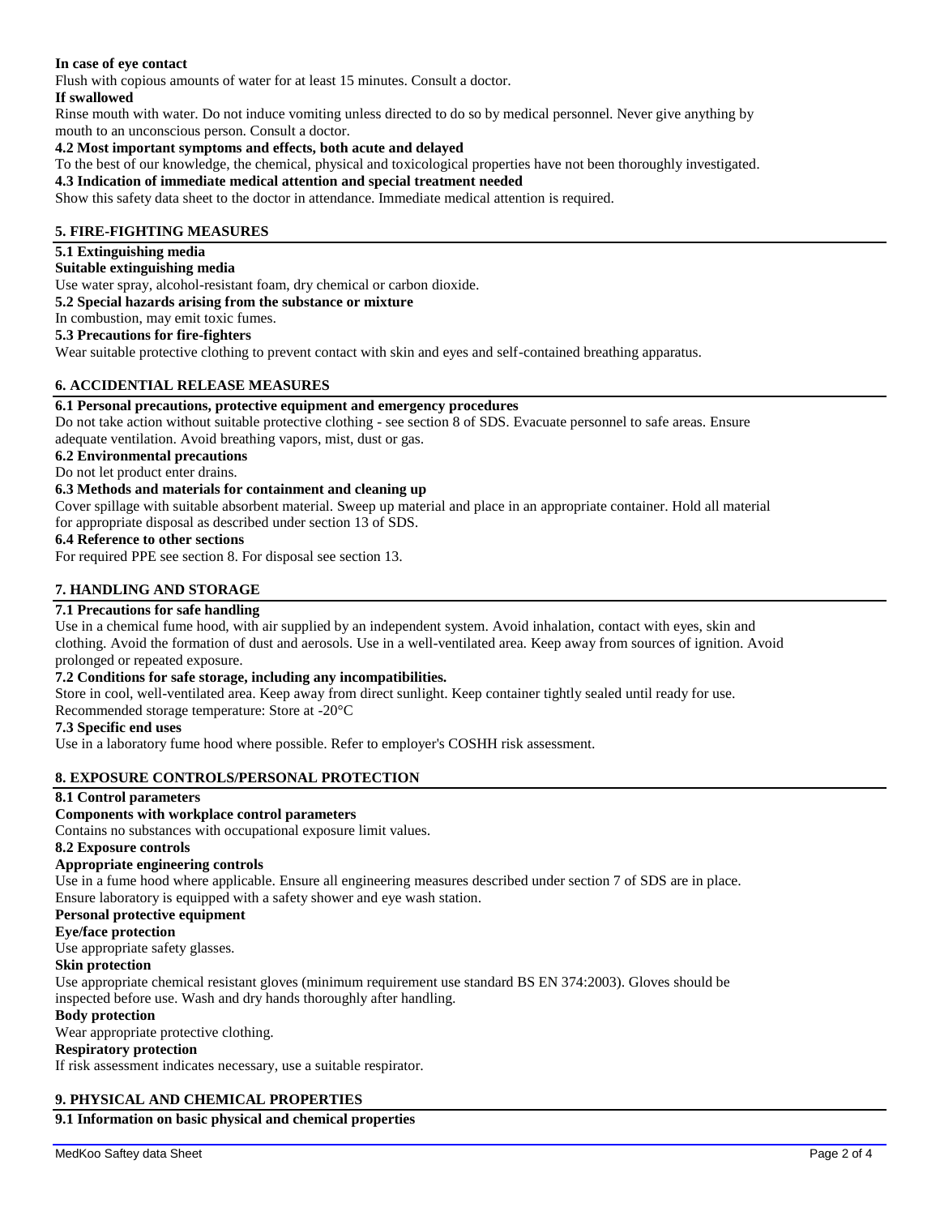**In case of eye contact**

Flush with copious amounts of water for at least 15 minutes. Consult a doctor.

**If swallowed**

Rinse mouth with water. Do not induce vomiting unless directed to do so by medical personnel. Never give anything by mouth to an unconscious person. Consult a doctor.

**4.2 Most important symptoms and effects, both acute and delayed**

To the best of our knowledge, the chemical, physical and toxicological properties have not been thoroughly investigated.

**4.3 Indication of immediate medical attention and special treatment needed**

Show this safety data sheet to the doctor in attendance. Immediate medical attention is required.

## 5. FIRE-FIGHTING MEASURES

**5.1 Extinguishing media**

**Suitable extinguishing media**

Use water spray, alcohol-resistant foam, dry chemical or carbon dioxide.

**5.2 Special hazards arising from the substance or mixture**

In combustion, may emit toxic fumes.

**5.3 Precautions for fire-fighters**

Wear suitable protective clothing to prevent contact with skin and eyes and self-contained breathing apparatus.

## 6. ACCIDENTIAL RELEASE MEASURES

**6.1 Personal precautions, protective equipment and emergency procedures**

Do not take action without suitable protective clothing - see section 8 of SDS. Evacuate personnel to safe areas. Ensure adequate ventilation. Avoid breathing vapors, mist, dust or gas.

**6.2 Environmental precautions**

Do not let product enter drains.

**6.3 Methods and materials for containment and cleaning up**

Cover spillage with suitable absorbent material. Sweep up material and place in an appropriate container. Hold all material for appropriate disposal as described under section 13 of SDS.

**6.4 Reference to other sections**

For required PPE see section 8. For disposal see section 13.

## 7. HANDLING AND STORAGE

**7.1 Precautions for safe handling**

Use in a chemical fume hood, with air supplied by an independent system. Avoid inhalation, contact with eyes, skin and clothing. Avoid the formation of dust and aerosols. Use in a well-ventilated area. Keep away from sources of ignition. Avoid prolonged or repeated exposure.

**7.2 Conditions for safe storage, including any incompatibilities.**

Store in cool, well-ventilated area. Keep away from direct sunlight. Keep container tightly sealed until ready for use.
Recommended storage temperature: Store at -20°C

**7.3 Specific end uses**

Use in a laboratory fume hood where possible. Refer to employer's COSHH risk assessment.

## 8. EXPOSURE CONTROLS/PERSONAL PROTECTION

**8.1 Control parameters**

**Components with workplace control parameters**

Contains no substances with occupational exposure limit values.

**8.2 Exposure controls**

**Appropriate engineering controls**

Use in a fume hood where applicable. Ensure all engineering measures described under section 7 of SDS are in place. Ensure laboratory is equipped with a safety shower and eye wash station.

**Personal protective equipment**

**Eye/face protection**

Use appropriate safety glasses.

**Skin protection**

Use appropriate chemical resistant gloves (minimum requirement use standard BS EN 374:2003). Gloves should be inspected before use. Wash and dry hands thoroughly after handling.

**Body protection**

Wear appropriate protective clothing.

**Respiratory protection**

If risk assessment indicates necessary, use a suitable respirator.

## 9. PHYSICAL AND CHEMICAL PROPERTIES

**9.1 Information on basic physical and chemical properties**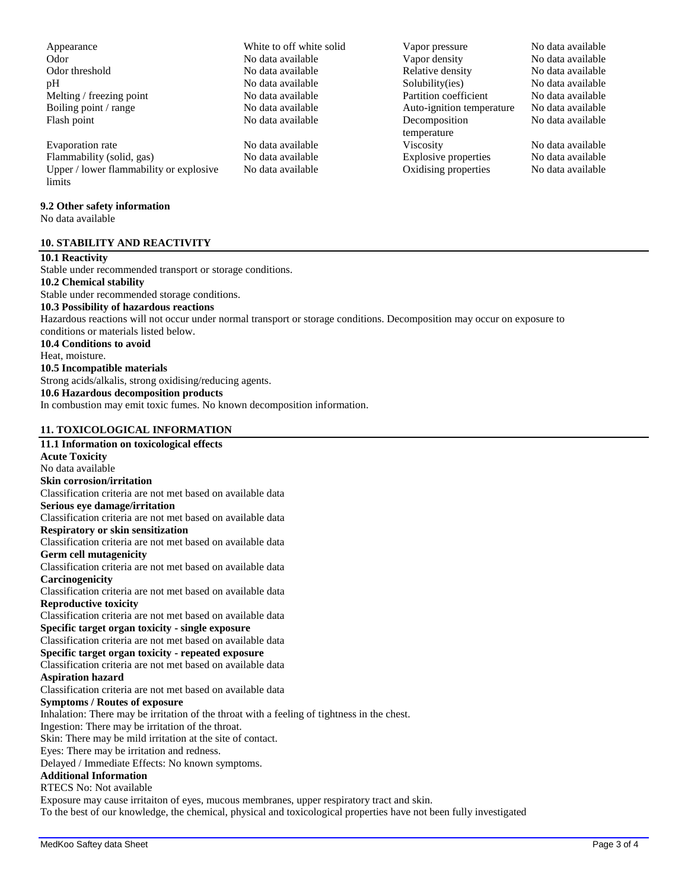| Property | Value | Property | Value |
|---|---|---|---|
| Appearance | White to off white solid | Vapor pressure | No data available |
| Odor | No data available | Vapor density | No data available |
| Odor threshold | No data available | Relative density | No data available |
| pH | No data available | Solubility(ies) | No data available |
| Melting / freezing point | No data available | Partition coefficient | No data available |
| Boiling point / range | No data available | Auto-ignition temperature | No data available |
| Flash point | No data available | Decomposition temperature | No data available |
| Evaporation rate | No data available | Viscosity | No data available |
| Flammability (solid, gas) | No data available | Explosive properties | No data available |
| Upper / lower flammability or explosive limits | No data available | Oxidising properties | No data available |

**9.2 Other safety information**

No data available

## 10. STABILITY AND REACTIVITY

**10.1 Reactivity**

Stable under recommended transport or storage conditions.

**10.2 Chemical stability**

Stable under recommended storage conditions.

**10.3 Possibility of hazardous reactions**

Hazardous reactions will not occur under normal transport or storage conditions. Decomposition may occur on exposure to conditions or materials listed below.

**10.4 Conditions to avoid**

Heat, moisture.

**10.5 Incompatible materials**

Strong acids/alkalis, strong oxidising/reducing agents.

**10.6 Hazardous decomposition products**

In combustion may emit toxic fumes. No known decomposition information.

## 11. TOXICOLOGICAL INFORMATION

**11.1 Information on toxicological effects**

**Acute Toxicity**

No data available

**Skin corrosion/irritation**

Classification criteria are not met based on available data

**Serious eye damage/irritation**

Classification criteria are not met based on available data

**Respiratory or skin sensitization**

Classification criteria are not met based on available data

**Germ cell mutagenicity**

Classification criteria are not met based on available data

**Carcinogenicity**

Classification criteria are not met based on available data

**Reproductive toxicity**

Classification criteria are not met based on available data

**Specific target organ toxicity - single exposure**

Classification criteria are not met based on available data

**Specific target organ toxicity - repeated exposure**

Classification criteria are not met based on available data

**Aspiration hazard**

Classification criteria are not met based on available data

**Symptoms / Routes of exposure**

Inhalation: There may be irritation of the throat with a feeling of tightness in the chest.

Ingestion: There may be irritation of the throat.

Skin: There may be mild irritation at the site of contact.

Eyes: There may be irritation and redness.

Delayed / Immediate Effects: No known symptoms.

**Additional Information**

RTECS No: Not available

Exposure may cause irritaiton of eyes, mucous membranes, upper respiratory tract and skin.

To the best of our knowledge, the chemical, physical and toxicological properties have not been fully investigated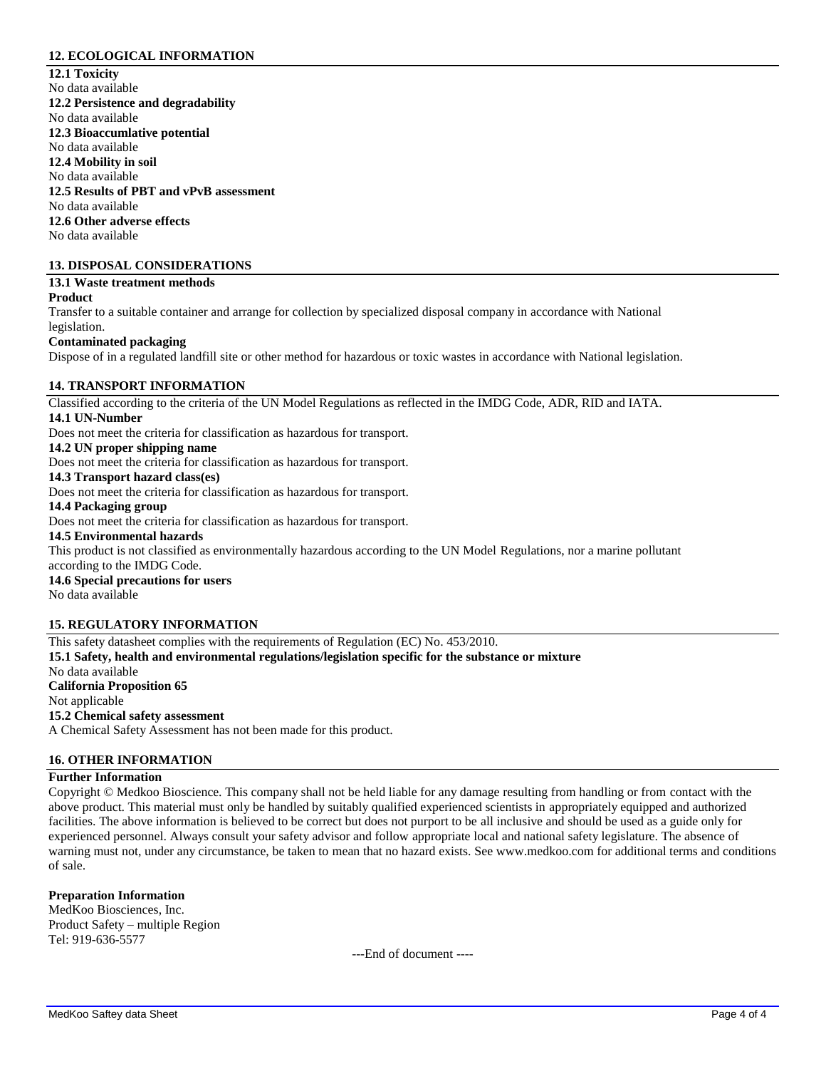## 12. ECOLOGICAL INFORMATION

**12.1 Toxicity**
No data available

**12.2 Persistence and degradability**
No data available

**12.3 Bioaccumlative potential**
No data available

**12.4 Mobility in soil**
No data available

**12.5 Results of PBT and vPvB assessment**
No data available

**12.6 Other adverse effects**
No data available

## 13. DISPOSAL CONSIDERATIONS

**13.1 Waste treatment methods**

**Product**
Transfer to a suitable container and arrange for collection by specialized disposal company in accordance with National legislation.

**Contaminated packaging**
Dispose of in a regulated landfill site or other method for hazardous or toxic wastes in accordance with National legislation.

## 14. TRANSPORT INFORMATION

Classified according to the criteria of the UN Model Regulations as reflected in the IMDG Code, ADR, RID and IATA.

**14.1 UN-Number**
Does not meet the criteria for classification as hazardous for transport.

**14.2 UN proper shipping name**
Does not meet the criteria for classification as hazardous for transport.

**14.3 Transport hazard class(es)**
Does not meet the criteria for classification as hazardous for transport.

**14.4 Packaging group**
Does not meet the criteria for classification as hazardous for transport.

**14.5 Environmental hazards**
This product is not classified as environmentally hazardous according to the UN Model Regulations, nor a marine pollutant according to the IMDG Code.

**14.6 Special precautions for users**
No data available

## 15. REGULATORY INFORMATION

This safety datasheet complies with the requirements of Regulation (EC) No. 453/2010.

**15.1 Safety, health and environmental regulations/legislation specific for the substance or mixture**
No data available

**California Proposition 65**
Not applicable

**15.2 Chemical safety assessment**
A Chemical Safety Assessment has not been made for this product.

## 16. OTHER INFORMATION

**Further Information**
Copyright © Medkoo Bioscience. This company shall not be held liable for any damage resulting from handling or from contact with the above product. This material must only be handled by suitably qualified experienced scientists in appropriately equipped and authorized facilities. The above information is believed to be correct but does not purport to be all inclusive and should be used as a guide only for experienced personnel. Always consult your safety advisor and follow appropriate local and national safety legislature. The absence of warning must not, under any circumstance, be taken to mean that no hazard exists. See www.medkoo.com for additional terms and conditions of sale.

**Preparation Information**
MedKoo Biosciences, Inc.
Product Safety – multiple Region
Tel: 919-636-5577

---End of document ----